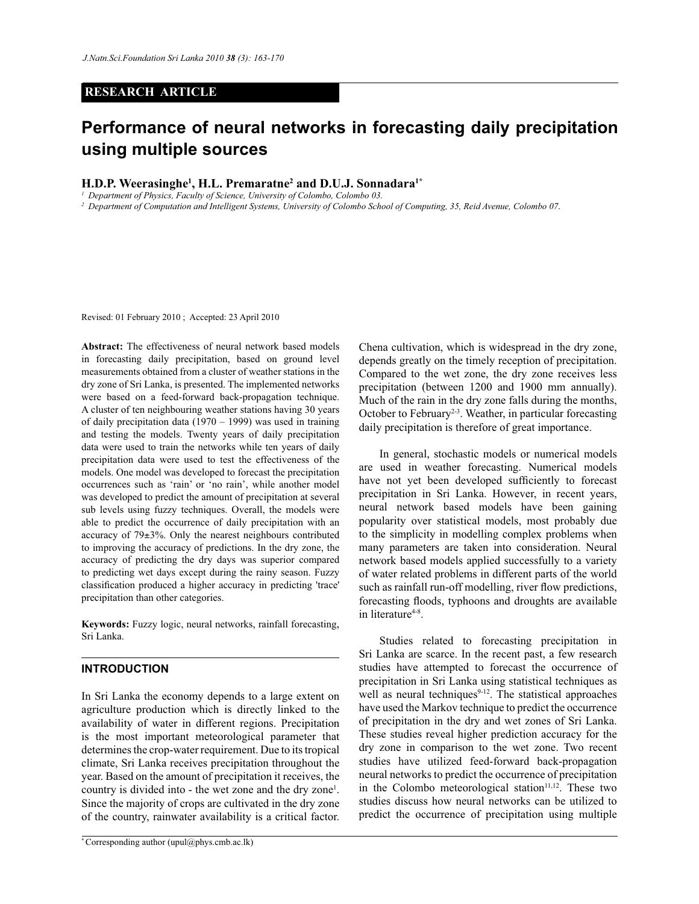**RESEARCH ARTICLE**

# Performance of neural networks in forecasting daily precipitation using multiple sources

**H.D.P. Weerasinghe[1], H.L. Premaratne[2] and D.U.J. Sonnadara[1*]**

[1] *Department of Physics, Faculty of Science, University of Colombo, Colombo 03.*

[2] *Department of Computation and Intelligent Systems, University of Colombo School of Computing, 35, Reid Avenue, Colombo 07.*

Revised: 01 February 2010 ; Accepted: 23 April 2010

**Abstract:** The effectiveness of neural network based models in forecasting daily precipitation, based on ground level measurements obtained from a cluster of weather stations in the dry zone of Sri Lanka, is presented. The implemented networks were based on a feed-forward back-propagation technique. A cluster of ten neighbouring weather stations having 30 years of daily precipitation data (1970 – 1999) was used in training and testing the models. Twenty years of daily precipitation data were used to train the networks while ten years of daily precipitation data were used to test the effectiveness of the models. One model was developed to forecast the precipitation occurrences such as 'rain' or 'no rain', while another model was developed to predict the amount of precipitation at several sub levels using fuzzy techniques. Overall, the models were able to predict the occurrence of daily precipitation with an accuracy of 79±3%. Only the nearest neighbours contributed to improving the accuracy of predictions. In the dry zone, the accuracy of predicting the dry days was superior compared to predicting wet days except during the rainy season. Fuzzy classification produced a higher accuracy in predicting 'trace' precipitation than other categories.

**Keywords:** Fuzzy logic, neural networks, rainfall forecasting, Sri Lanka.

## INTRODUCTION

In Sri Lanka the economy depends to a large extent on agriculture production which is directly linked to the availability of water in different regions. Precipitation is the most important meteorological parameter that determines the crop-water requirement. Due to its tropical climate, Sri Lanka receives precipitation throughout the year. Based on the amount of precipitation it receives, the country is divided into - the wet zone and the dry zone[1]. Since the majority of crops are cultivated in the dry zone of the country, rainwater availability is a critical factor. Chena cultivation, which is widespread in the dry zone, depends greatly on the timely reception of precipitation. Compared to the wet zone, the dry zone receives less precipitation (between 1200 and 1900 mm annually). Much of the rain in the dry zone falls during the months, October to February[2-3]. Weather, in particular forecasting daily precipitation is therefore of great importance.

In general, stochastic models or numerical models are used in weather forecasting. Numerical models have not yet been developed sufficiently to forecast precipitation in Sri Lanka. However, in recent years, neural network based models have been gaining popularity over statistical models, most probably due to the simplicity in modelling complex problems when many parameters are taken into consideration. Neural network based models applied successfully to a variety of water related problems in different parts of the world such as rainfall run-off modelling, river flow predictions, forecasting floods, typhoons and droughts are available in literature[4-8].

Studies related to forecasting precipitation in Sri Lanka are scarce. In the recent past, a few research studies have attempted to forecast the occurrence of precipitation in Sri Lanka using statistical techniques as well as neural techniques[9-12]. The statistical approaches have used the Markov technique to predict the occurrence of precipitation in the dry and wet zones of Sri Lanka. These studies reveal higher prediction accuracy for the dry zone in comparison to the wet zone. Two recent studies have utilized feed-forward back-propagation neural networks to predict the occurrence of precipitation in the Colombo meteorological station[11,12]. These two studies discuss how neural networks can be utilized to predict the occurrence of precipitation using multiple

[*] Corresponding author (upul@phys.cmb.ac.lk)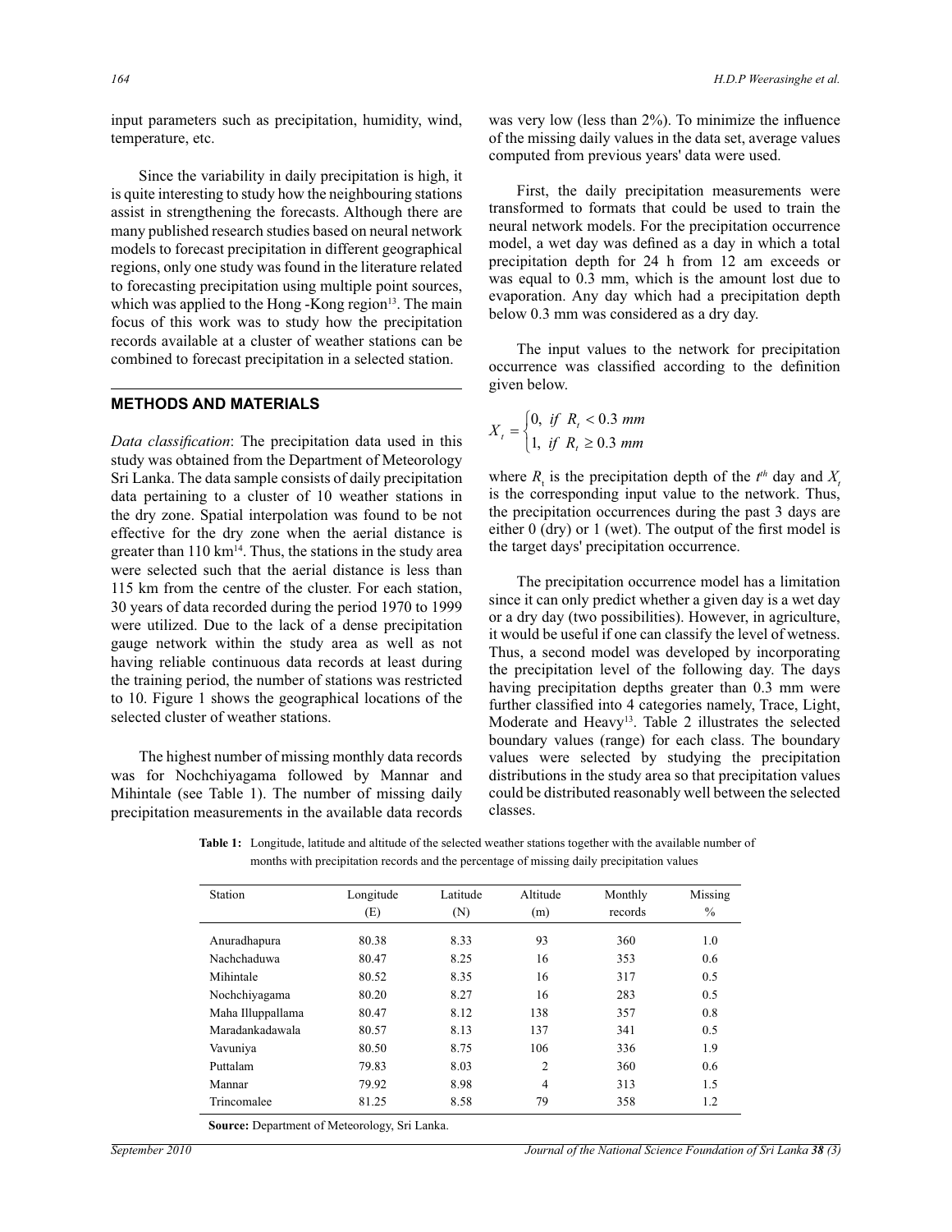input parameters such as precipitation, humidity, wind, temperature, etc.

Since the variability in daily precipitation is high, it is quite interesting to study how the neighbouring stations assist in strengthening the forecasts. Although there are many published research studies based on neural network models to forecast precipitation in different geographical regions, only one study was found in the literature related to forecasting precipitation using multiple point sources, which was applied to the Hong -Kong region[13]. The main focus of this work was to study how the precipitation records available at a cluster of weather stations can be combined to forecast precipitation in a selected station.

## METHODS AND MATERIALS

*Data classification*: The precipitation data used in this study was obtained from the Department of Meteorology Sri Lanka. The data sample consists of daily precipitation data pertaining to a cluster of 10 weather stations in the dry zone. Spatial interpolation was found to be not effective for the dry zone when the aerial distance is greater than 110 km[14]. Thus, the stations in the study area were selected such that the aerial distance is less than 115 km from the centre of the cluster. For each station, 30 years of data recorded during the period 1970 to 1999 were utilized. Due to the lack of a dense precipitation gauge network within the study area as well as not having reliable continuous data records at least during the training period, the number of stations was restricted to 10. Figure 1 shows the geographical locations of the selected cluster of weather stations.

The highest number of missing monthly data records was for Nochchiyagama followed by Mannar and Mihintale (see Table 1). The number of missing daily precipitation measurements in the available data records was very low (less than 2%). To minimize the influence of the missing daily values in the data set, average values computed from previous years' data were used.

First, the daily precipitation measurements were transformed to formats that could be used to train the neural network models. For the precipitation occurrence model, a wet day was defined as a day in which a total precipitation depth for 24 h from 12 am exceeds or was equal to 0.3 mm, which is the amount lost due to evaporation. Any day which had a precipitation depth below 0.3 mm was considered as a dry day.

The input values to the network for precipitation occurrence was classified according to the definition given below.

$$X_t = \begin{cases} 0, & if \;\; R_t < 0.3 \; mm \\ 1, & if \;\; R_t \geq 0.3 \; mm \end{cases}$$

where $R_t$ is the precipitation depth of the $t^{th}$ day and $X_t$ is the corresponding input value to the network. Thus, the precipitation occurrences during the past 3 days are either 0 (dry) or 1 (wet). The output of the first model is the target days' precipitation occurrence.

The precipitation occurrence model has a limitation since it can only predict whether a given day is a wet day or a dry day (two possibilities). However, in agriculture, it would be useful if one can classify the level of wetness. Thus, a second model was developed by incorporating the precipitation level of the following day. The days having precipitation depths greater than 0.3 mm were further classified into 4 categories namely, Trace, Light, Moderate and Heavy[13]. Table 2 illustrates the selected boundary values (range) for each class. The boundary values were selected by studying the precipitation distributions in the study area so that precipitation values could be distributed reasonably well between the selected classes.

**Table 1:** Longitude, latitude and altitude of the selected weather stations together with the available number of months with precipitation records and the percentage of missing daily precipitation values

| Station | Longitude (E) | Latitude (N) | Altitude (m) | Monthly records | Missing % |
|---|---|---|---|---|---|
| Anuradhapura | 80.38 | 8.33 | 93 | 360 | 1.0 |
| Nachchaduwa | 80.47 | 8.25 | 16 | 353 | 0.6 |
| Mihintale | 80.52 | 8.35 | 16 | 317 | 0.5 |
| Nochchiyagama | 80.20 | 8.27 | 16 | 283 | 0.5 |
| Maha Illuppallama | 80.47 | 8.12 | 138 | 357 | 0.8 |
| Maradankadawala | 80.57 | 8.13 | 137 | 341 | 0.5 |
| Vavuniya | 80.50 | 8.75 | 106 | 336 | 1.9 |
| Puttalam | 79.83 | 8.03 | 2 | 360 | 0.6 |
| Mannar | 79.92 | 8.98 | 4 | 313 | 1.5 |
| Trincomalee | 81.25 | 8.58 | 79 | 358 | 1.2 |

**Source:** Department of Meteorology, Sri Lanka.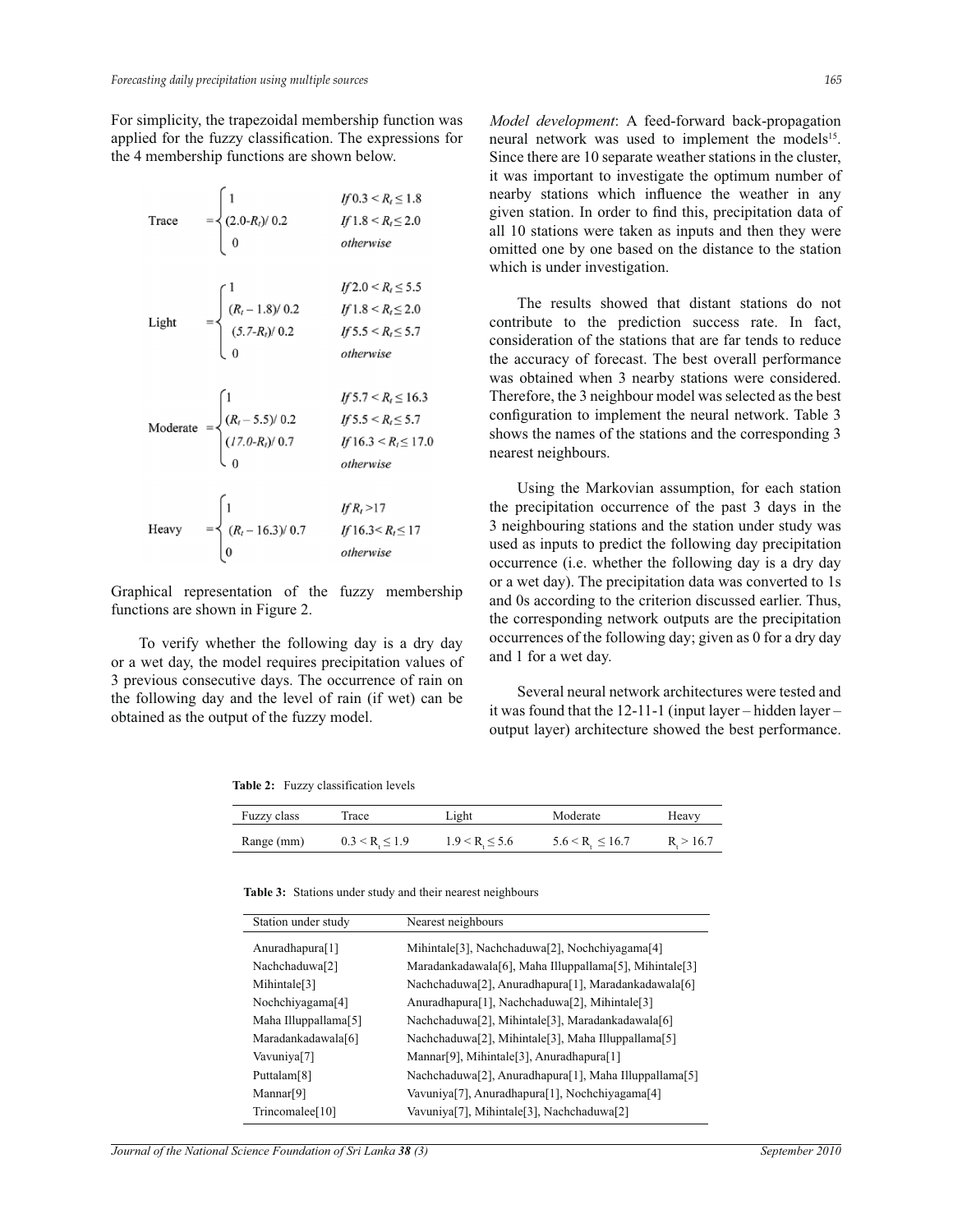For simplicity, the trapezoidal membership function was applied for the fuzzy classification. The expressions for the 4 membership functions are shown below.

$$
\text{Trace} = \begin{cases} 1 & \text{If } 0.3 < R_t \leq 1.8 \\ (2.0 - R_t)/\,0.2 & \text{If } 1.8 < R_t \leq 2.0 \\ 0 & \text{otherwise} \end{cases}
$$

$$
\text{Light} = \begin{cases} 1 & \text{If } 2.0 < R_t \leq 5.5 \\ (R_t - 1.8)/\,0.2 & \text{If } 1.8 < R_t \leq 2.0 \\ (5.7 - R_t)/\,0.2 & \text{If } 5.5 < R_t \leq 5.7 \\ 0 & \text{otherwise} \end{cases}
$$

$$
\text{Moderate} = \begin{cases} 1 & \text{If } 5.7 < R_t \leq 16.3 \\ (R_t - 5.5)/\,0.2 & \text{If } 5.5 < R_t \leq 5.7 \\ (17.0 - R_t)/\,0.7 & \text{If } 16.3 < R_t \leq 17.0 \\ 0 & \text{otherwise} \end{cases}
$$

$$
\text{Heavy} = \begin{cases} 1 & \text{If } R_t > 17 \\ (R_t - 16.3)/\,0.7 & \text{If } 16.3 < R_t \leq 17 \\ 0 & \text{otherwise} \end{cases}
$$

Graphical representation of the fuzzy membership functions are shown in Figure 2.

To verify whether the following day is a dry day or a wet day, the model requires precipitation values of 3 previous consecutive days. The occurrence of rain on the following day and the level of rain (if wet) can be obtained as the output of the fuzzy model.

*Model development*: A feed-forward back-propagation neural network was used to implement the models[15]. Since there are 10 separate weather stations in the cluster, it was important to investigate the optimum number of nearby stations which influence the weather in any given station. In order to find this, precipitation data of all 10 stations were taken as inputs and then they were omitted one by one based on the distance to the station which is under investigation.

The results showed that distant stations do not contribute to the prediction success rate. In fact, consideration of the stations that are far tends to reduce the accuracy of forecast. The best overall performance was obtained when 3 nearby stations were considered. Therefore, the 3 neighbour model was selected as the best configuration to implement the neural network. Table 3 shows the names of the stations and the corresponding 3 nearest neighbours.

Using the Markovian assumption, for each station the precipitation occurrence of the past 3 days in the 3 neighbouring stations and the station under study was used as inputs to predict the following day precipitation occurrence (i.e. whether the following day is a dry day or a wet day). The precipitation data was converted to 1s and 0s according to the criterion discussed earlier. Thus, the corresponding network outputs are the precipitation occurrences of the following day; given as 0 for a dry day and 1 for a wet day.

Several neural network architectures were tested and it was found that the 12-11-1 (input layer – hidden layer – output layer) architecture showed the best performance.

**Table 2:** Fuzzy classification levels

| Fuzzy class | Trace | Light | Moderate | Heavy |
|---|---|---|---|---|
| Range (mm) | $0.3 < R_t \leq 1.9$ | $1.9 < R_t \leq 5.6$ | $5.6 < R_t \leq 16.7$ | $R_t > 16.7$ |

**Table 3:** Stations under study and their nearest neighbours

| Station under study | Nearest neighbours |
|---|---|
| Anuradhapura[1] | Mihintale[3], Nachchaduwa[2], Nochchiyagama[4] |
| Nachchaduwa[2] | Maradankadawala[6], Maha Illuppallama[5], Mihintale[3] |
| Mihintale[3] | Nachchaduwa[2], Anuradhapura[1], Maradankadawala[6] |
| Nochchiyagama[4] | Anuradhapura[1], Nachchaduwa[2], Mihintale[3] |
| Maha Illuppallama[5] | Nachchaduwa[2], Mihintale[3], Maradankadawala[6] |
| Maradankadawala[6] | Nachchaduwa[2], Mihintale[3], Maha Illuppallama[5] |
| Vavuniya[7] | Mannar[9], Mihintale[3], Anuradhapura[1] |
| Puttalam[8] | Nachchaduwa[2], Anuradhapura[1], Maha Illuppallama[5] |
| Mannar[9] | Vavuniya[7], Anuradhapura[1], Nochchiyagama[4] |
| Trincomalee[10] | Vavuniya[7], Mihintale[3], Nachchaduwa[2] |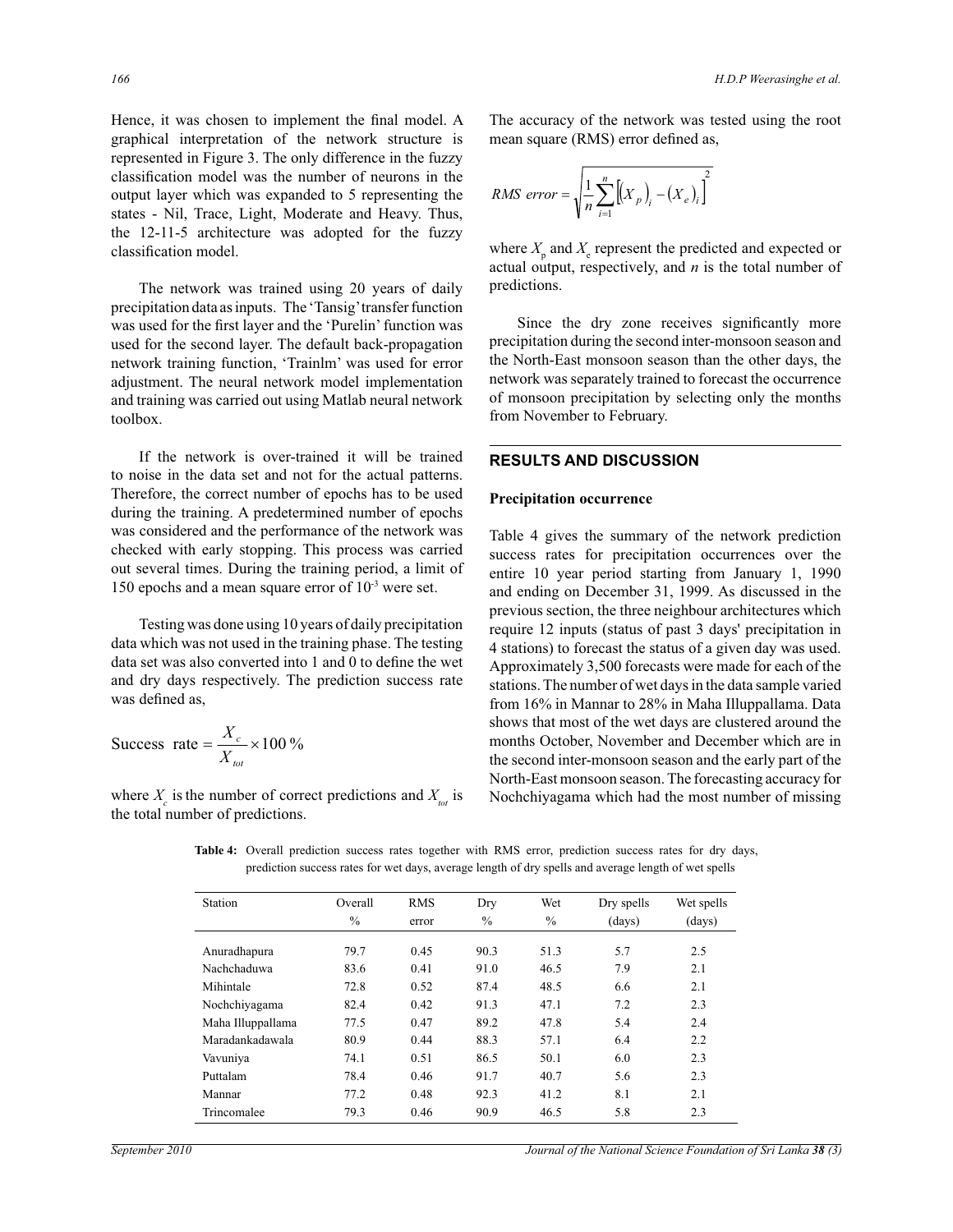Hence, it was chosen to implement the final model. A graphical interpretation of the network structure is represented in Figure 3. The only difference in the fuzzy classification model was the number of neurons in the output layer which was expanded to 5 representing the states - Nil, Trace, Light, Moderate and Heavy. Thus, the 12-11-5 architecture was adopted for the fuzzy classification model.

The network was trained using 20 years of daily precipitation data as inputs. The 'Tansig' transfer function was used for the first layer and the 'Purelin' function was used for the second layer. The default back-propagation network training function, 'Trainlm' was used for error adjustment. The neural network model implementation and training was carried out using Matlab neural network toolbox.

If the network is over-trained it will be trained to noise in the data set and not for the actual patterns. Therefore, the correct number of epochs has to be used during the training. A predetermined number of epochs was considered and the performance of the network was checked with early stopping. This process was carried out several times. During the training period, a limit of 150 epochs and a mean square error of $10^{-3}$ were set.

Testing was done using 10 years of daily precipitation data which was not used in the training phase. The testing data set was also converted into 1 and 0 to define the wet and dry days respectively. The prediction success rate was defined as,

$$\text{Success rate} = \frac{X_c}{X_{tot}} \times 100\,\%$$

where $X_c$ is the number of correct predictions and $X_{tot}$ is the total number of predictions.

The accuracy of the network was tested using the root mean square (RMS) error defined as,

$$RMS\ error = \sqrt{\frac{1}{n}\sum_{i=1}^{n}\left[\left(X_p\right)_i - \left(X_e\right)_i\right]^2}$$

where $X_p$ and $X_e$ represent the predicted and expected or actual output, respectively, and $n$ is the total number of predictions.

Since the dry zone receives significantly more precipitation during the second inter-monsoon season and the North-East monsoon season than the other days, the network was separately trained to forecast the occurrence of monsoon precipitation by selecting only the months from November to February.

## RESULTS AND DISCUSSION

### Precipitation occurrence

Table 4 gives the summary of the network prediction success rates for precipitation occurrences over the entire 10 year period starting from January 1, 1990 and ending on December 31, 1999. As discussed in the previous section, the three neighbour architectures which require 12 inputs (status of past 3 days' precipitation in 4 stations) to forecast the status of a given day was used. Approximately 3,500 forecasts were made for each of the stations. The number of wet days in the data sample varied from 16% in Mannar to 28% in Maha Illuppallama. Data shows that most of the wet days are clustered around the months October, November and December which are in the second inter-monsoon season and the early part of the North-East monsoon season. The forecasting accuracy for Nochchiyagama which had the most number of missing

**Table 4:** Overall prediction success rates together with RMS error, prediction success rates for dry days, prediction success rates for wet days, average length of dry spells and average length of wet spells

| Station | Overall % | RMS error | Dry % | Wet % | Dry spells (days) | Wet spells (days) |
|---|---|---|---|---|---|---|
| Anuradhapura | 79.7 | 0.45 | 90.3 | 51.3 | 5.7 | 2.5 |
| Nachchaduwa | 83.6 | 0.41 | 91.0 | 46.5 | 7.9 | 2.1 |
| Mihintale | 72.8 | 0.52 | 87.4 | 48.5 | 6.6 | 2.1 |
| Nochchiyagama | 82.4 | 0.42 | 91.3 | 47.1 | 7.2 | 2.3 |
| Maha Illuppallama | 77.5 | 0.47 | 89.2 | 47.8 | 5.4 | 2.4 |
| Maradankadawala | 80.9 | 0.44 | 88.3 | 57.1 | 6.4 | 2.2 |
| Vavuniya | 74.1 | 0.51 | 86.5 | 50.1 | 6.0 | 2.3 |
| Puttalam | 78.4 | 0.46 | 91.7 | 40.7 | 5.6 | 2.3 |
| Mannar | 77.2 | 0.48 | 92.3 | 41.2 | 8.1 | 2.1 |
| Trincomalee | 79.3 | 0.46 | 90.9 | 46.5 | 5.8 | 2.3 |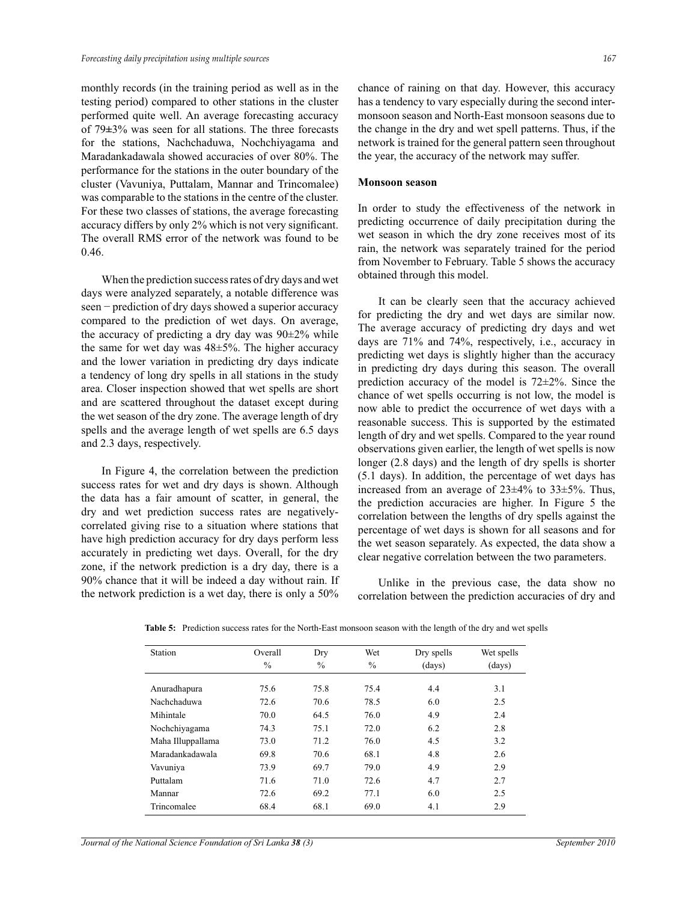monthly records (in the training period as well as in the testing period) compared to other stations in the cluster performed quite well. An average forecasting accuracy of 79±3% was seen for all stations. The three forecasts for the stations, Nachchaduwa, Nochchiyagama and Maradankadawala showed accuracies of over 80%. The performance for the stations in the outer boundary of the cluster (Vavuniya, Puttalam, Mannar and Trincomalee) was comparable to the stations in the centre of the cluster. For these two classes of stations, the average forecasting accuracy differs by only 2% which is not very significant. The overall RMS error of the network was found to be 0.46.

When the prediction success rates of dry days and wet days were analyzed separately, a notable difference was seen − prediction of dry days showed a superior accuracy compared to the prediction of wet days. On average, the accuracy of predicting a dry day was 90±2% while the same for wet day was 48±5%. The higher accuracy and the lower variation in predicting dry days indicate a tendency of long dry spells in all stations in the study area. Closer inspection showed that wet spells are short and are scattered throughout the dataset except during the wet season of the dry zone. The average length of dry spells and the average length of wet spells are 6.5 days and 2.3 days, respectively.

In Figure 4, the correlation between the prediction success rates for wet and dry days is shown. Although the data has a fair amount of scatter, in general, the dry and wet prediction success rates are negatively-correlated giving rise to a situation where stations that have high prediction accuracy for dry days perform less accurately in predicting wet days. Overall, for the dry zone, if the network prediction is a dry day, there is a 90% chance that it will be indeed a day without rain. If the network prediction is a wet day, there is only a 50% chance of raining on that day. However, this accuracy has a tendency to vary especially during the second inter-monsoon season and North-East monsoon seasons due to the change in the dry and wet spell patterns. Thus, if the network is trained for the general pattern seen throughout the year, the accuracy of the network may suffer.

**Monsoon season**

In order to study the effectiveness of the network in predicting occurrence of daily precipitation during the wet season in which the dry zone receives most of its rain, the network was separately trained for the period from November to February. Table 5 shows the accuracy obtained through this model.

It can be clearly seen that the accuracy achieved for predicting the dry and wet days are similar now. The average accuracy of predicting dry days and wet days are 71% and 74%, respectively, i.e., accuracy in predicting wet days is slightly higher than the accuracy in predicting dry days during this season. The overall prediction accuracy of the model is 72±2%. Since the chance of wet spells occurring is not low, the model is now able to predict the occurrence of wet days with a reasonable success. This is supported by the estimated length of dry and wet spells. Compared to the year round observations given earlier, the length of wet spells is now longer (2.8 days) and the length of dry spells is shorter (5.1 days). In addition, the percentage of wet days has increased from an average of 23±4% to 33±5%. Thus, the prediction accuracies are higher. In Figure 5 the correlation between the lengths of dry spells against the percentage of wet days is shown for all seasons and for the wet season separately. As expected, the data show a clear negative correlation between the two parameters.

Unlike in the previous case, the data show no correlation between the prediction accuracies of dry and

**Table 5:** Prediction success rates for the North-East monsoon season with the length of the dry and wet spells

| Station | Overall % | Dry % | Wet % | Dry spells (days) | Wet spells (days) |
|---|---|---|---|---|---|
| Anuradhapura | 75.6 | 75.8 | 75.4 | 4.4 | 3.1 |
| Nachchaduwa | 72.6 | 70.6 | 78.5 | 6.0 | 2.5 |
| Mihintale | 70.0 | 64.5 | 76.0 | 4.9 | 2.4 |
| Nochchiyagama | 74.3 | 75.1 | 72.0 | 6.2 | 2.8 |
| Maha Illuppallama | 73.0 | 71.2 | 76.0 | 4.5 | 3.2 |
| Maradankadawala | 69.8 | 70.6 | 68.1 | 4.8 | 2.6 |
| Vavuniya | 73.9 | 69.7 | 79.0 | 4.9 | 2.9 |
| Puttalam | 71.6 | 71.0 | 72.6 | 4.7 | 2.7 |
| Mannar | 72.6 | 69.2 | 77.1 | 6.0 | 2.5 |
| Trincomalee | 68.4 | 68.1 | 69.0 | 4.1 | 2.9 |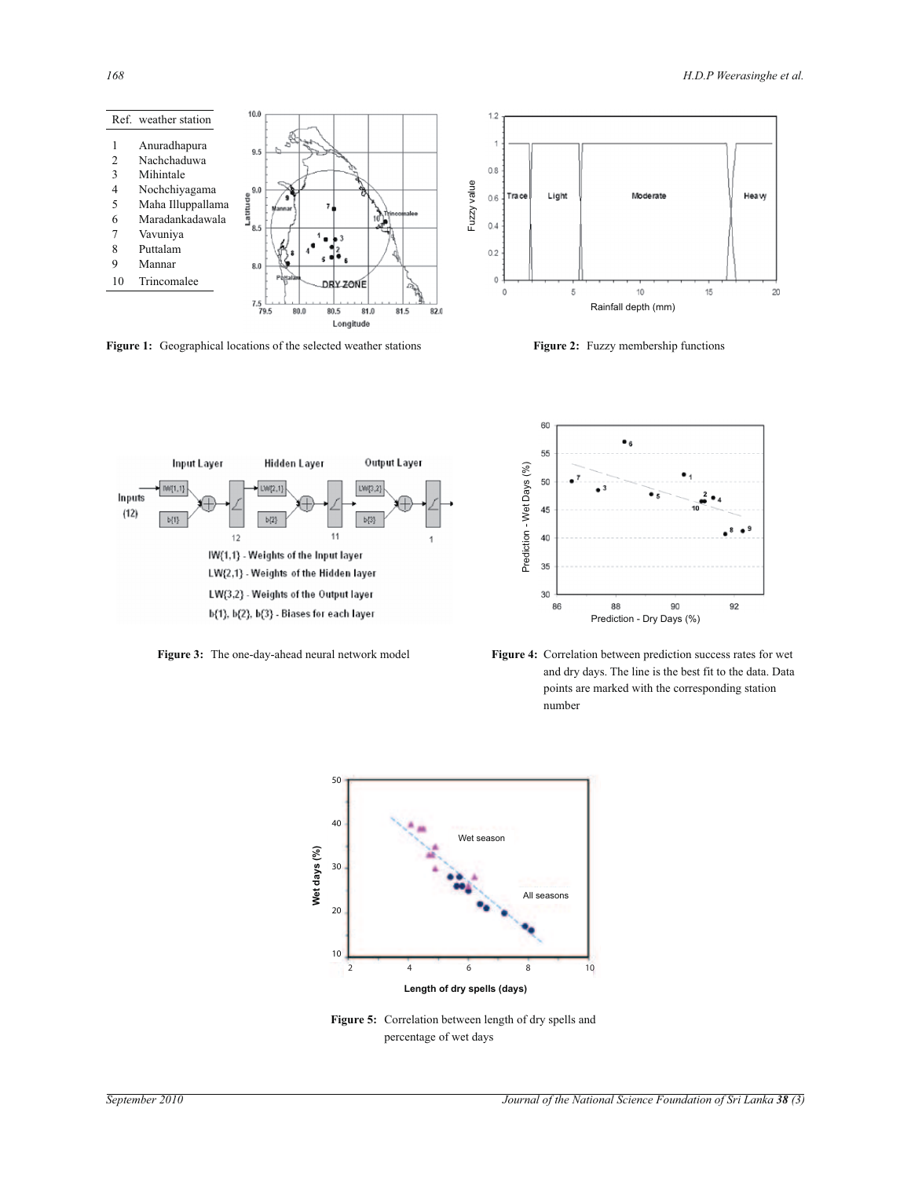| Ref. | weather station |
|---|---|
| 1 | Anuradhapura |
| 2 | Nachchaduwa |
| 3 | Mihintale |
| 4 | Nochchiyagama |
| 5 | Maha Illuppallama |
| 6 | Maradankadawala |
| 7 | Vavuniya |
| 8 | Puttalam |
| 9 | Mannar |
| 10 | Trincomalee |

**Figure 1:** Geographical locations of the selected weather stations

**Figure 2:** Fuzzy membership functions

**Figure 3:** The one-day-ahead neural network model

**Figure 4:** Correlation between prediction success rates for wet and dry days. The line is the best fit to the data. Data points are marked with the corresponding station number

**Figure 5:** Correlation between length of dry spells and percentage of wet days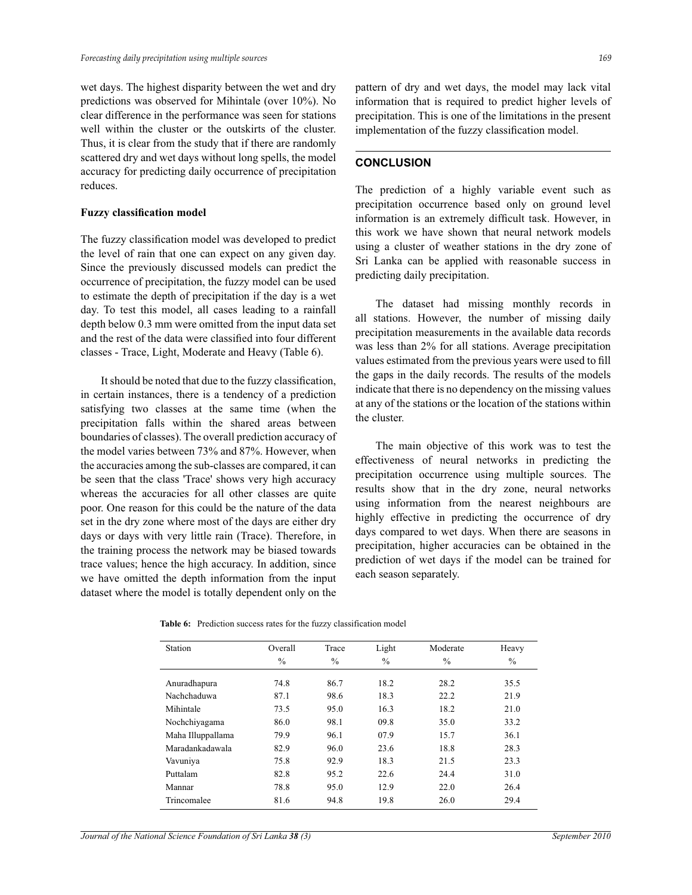wet days. The highest disparity between the wet and dry predictions was observed for Mihintale (over 10%). No clear difference in the performance was seen for stations well within the cluster or the outskirts of the cluster. Thus, it is clear from the study that if there are randomly scattered dry and wet days without long spells, the model accuracy for predicting daily occurrence of precipitation reduces.

**Fuzzy classification model**

The fuzzy classification model was developed to predict the level of rain that one can expect on any given day. Since the previously discussed models can predict the occurrence of precipitation, the fuzzy model can be used to estimate the depth of precipitation if the day is a wet day. To test this model, all cases leading to a rainfall depth below 0.3 mm were omitted from the input data set and the rest of the data were classified into four different classes - Trace, Light, Moderate and Heavy (Table 6).

It should be noted that due to the fuzzy classification, in certain instances, there is a tendency of a prediction satisfying two classes at the same time (when the precipitation falls within the shared areas between boundaries of classes). The overall prediction accuracy of the model varies between 73% and 87%. However, when the accuracies among the sub-classes are compared, it can be seen that the class 'Trace' shows very high accuracy whereas the accuracies for all other classes are quite poor. One reason for this could be the nature of the data set in the dry zone where most of the days are either dry days or days with very little rain (Trace). Therefore, in the training process the network may be biased towards trace values; hence the high accuracy. In addition, since we have omitted the depth information from the input dataset where the model is totally dependent only on the pattern of dry and wet days, the model may lack vital information that is required to predict higher levels of precipitation. This is one of the limitations in the present implementation of the fuzzy classification model.

## CONCLUSION

The prediction of a highly variable event such as precipitation occurrence based only on ground level information is an extremely difficult task. However, in this work we have shown that neural network models using a cluster of weather stations in the dry zone of Sri Lanka can be applied with reasonable success in predicting daily precipitation.

The dataset had missing monthly records in all stations. However, the number of missing daily precipitation measurements in the available data records was less than 2% for all stations. Average precipitation values estimated from the previous years were used to fill the gaps in the daily records. The results of the models indicate that there is no dependency on the missing values at any of the stations or the location of the stations within the cluster.

The main objective of this work was to test the effectiveness of neural networks in predicting the precipitation occurrence using multiple sources. The results show that in the dry zone, neural networks using information from the nearest neighbours are highly effective in predicting the occurrence of dry days compared to wet days. When there are seasons in precipitation, higher accuracies can be obtained in the prediction of wet days if the model can be trained for each season separately.

**Table 6:** Prediction success rates for the fuzzy classification model

| Station | Overall % | Trace % | Light % | Moderate % | Heavy % |
|---|---|---|---|---|---|
| Anuradhapura | 74.8 | 86.7 | 18.2 | 28.2 | 35.5 |
| Nachchaduwa | 87.1 | 98.6 | 18.3 | 22.2 | 21.9 |
| Mihintale | 73.5 | 95.0 | 16.3 | 18.2 | 21.0 |
| Nochchiyagama | 86.0 | 98.1 | 09.8 | 35.0 | 33.2 |
| Maha Illuppallama | 79.9 | 96.1 | 07.9 | 15.7 | 36.1 |
| Maradankadawala | 82.9 | 96.0 | 23.6 | 18.8 | 28.3 |
| Vavuniya | 75.8 | 92.9 | 18.3 | 21.5 | 23.3 |
| Puttalam | 82.8 | 95.2 | 22.6 | 24.4 | 31.0 |
| Mannar | 78.8 | 95.0 | 12.9 | 22.0 | 26.4 |
| Trincomalee | 81.6 | 94.8 | 19.8 | 26.0 | 29.4 |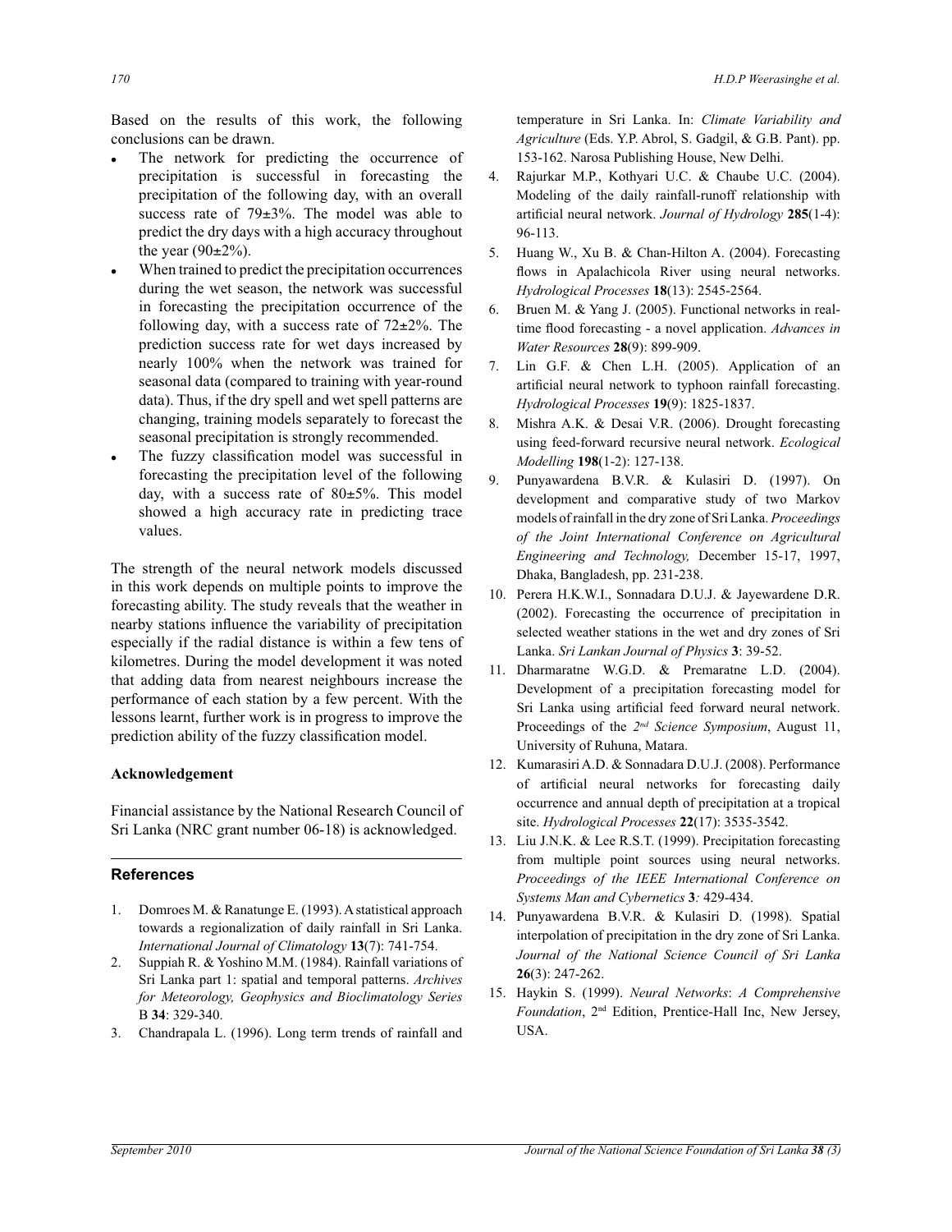Based on the results of this work, the following conclusions can be drawn.

- The network for predicting the occurrence of precipitation is successful in forecasting the precipitation of the following day, with an overall success rate of 79±3%. The model was able to predict the dry days with a high accuracy throughout the year (90±2%).
- When trained to predict the precipitation occurrences during the wet season, the network was successful in forecasting the precipitation occurrence of the following day, with a success rate of 72±2%. The prediction success rate for wet days increased by nearly 100% when the network was trained for seasonal data (compared to training with year-round data). Thus, if the dry spell and wet spell patterns are changing, training models separately to forecast the seasonal precipitation is strongly recommended.
- The fuzzy classification model was successful in forecasting the precipitation level of the following day, with a success rate of 80±5%. This model showed a high accuracy rate in predicting trace values.

The strength of the neural network models discussed in this work depends on multiple points to improve the forecasting ability. The study reveals that the weather in nearby stations influence the variability of precipitation especially if the radial distance is within a few tens of kilometres. During the model development it was noted that adding data from nearest neighbours increase the performance of each station by a few percent. With the lessons learnt, further work is in progress to improve the prediction ability of the fuzzy classification model.

**Acknowledgement**

Financial assistance by the National Research Council of Sri Lanka (NRC grant number 06-18) is acknowledged.

## References

1. Domroes M. & Ranatunge E. (1993). A statistical approach towards a regionalization of daily rainfall in Sri Lanka. *International Journal of Climatology* **13**(7): 741-754.
2. Suppiah R. & Yoshino M.M. (1984). Rainfall variations of Sri Lanka part 1: spatial and temporal patterns. *Archives for Meteorology, Geophysics and Bioclimatology Series* B **34**: 329-340.
3. Chandrapala L. (1996). Long term trends of rainfall and temperature in Sri Lanka. In: *Climate Variability and Agriculture* (Eds. Y.P. Abrol, S. Gadgil, & G.B. Pant). pp. 153-162. Narosa Publishing House, New Delhi.
4. Rajurkar M.P., Kothyari U.C. & Chaube U.C. (2004). Modeling of the daily rainfall-runoff relationship with artificial neural network. *Journal of Hydrology* **285**(1-4): 96-113.
5. Huang W., Xu B. & Chan-Hilton A. (2004). Forecasting flows in Apalachicola River using neural networks. *Hydrological Processes* **18**(13): 2545-2564.
6. Bruen M. & Yang J. (2005). Functional networks in real-time flood forecasting - a novel application. *Advances in Water Resources* **28**(9): 899-909.
7. Lin G.F. & Chen L.H. (2005). Application of an artificial neural network to typhoon rainfall forecasting. *Hydrological Processes* **19**(9): 1825-1837.
8. Mishra A.K. & Desai V.R. (2006). Drought forecasting using feed-forward recursive neural network. *Ecological Modelling* **198**(1-2): 127-138.
9. Punyawardena B.V.R. & Kulasiri D. (1997). On development and comparative study of two Markov models of rainfall in the dry zone of Sri Lanka. *Proceedings of the Joint International Conference on Agricultural Engineering and Technology,* December 15-17, 1997, Dhaka, Bangladesh, pp. 231-238.
10. Perera H.K.W.I., Sonnadara D.U.J. & Jayewardene D.R. (2002). Forecasting the occurrence of precipitation in selected weather stations in the wet and dry zones of Sri Lanka. *Sri Lankan Journal of Physics* **3**: 39-52.
11. Dharmaratne W.G.D. & Premaratne L.D. (2004). Development of a precipitation forecasting model for Sri Lanka using artificial feed forward neural network. Proceedings of the *2nd Science Symposium*, August 11, University of Ruhuna, Matara.
12. Kumarasiri A.D. & Sonnadara D.U.J. (2008). Performance of artificial neural networks for forecasting daily occurrence and annual depth of precipitation at a tropical site. *Hydrological Processes* **22**(17): 3535-3542.
13. Liu J.N.K. & Lee R.S.T. (1999). Precipitation forecasting from multiple point sources using neural networks. *Proceedings of the IEEE International Conference on Systems Man and Cybernetics* **3***:* 429-434.
14. Punyawardena B.V.R. & Kulasiri D. (1998). Spatial interpolation of precipitation in the dry zone of Sri Lanka. *Journal of the National Science Council of Sri Lanka* **26**(3): 247-262.
15. Haykin S. (1999). *Neural Networks*: *A Comprehensive Foundation*, 2nd Edition, Prentice-Hall Inc, New Jersey, USA.